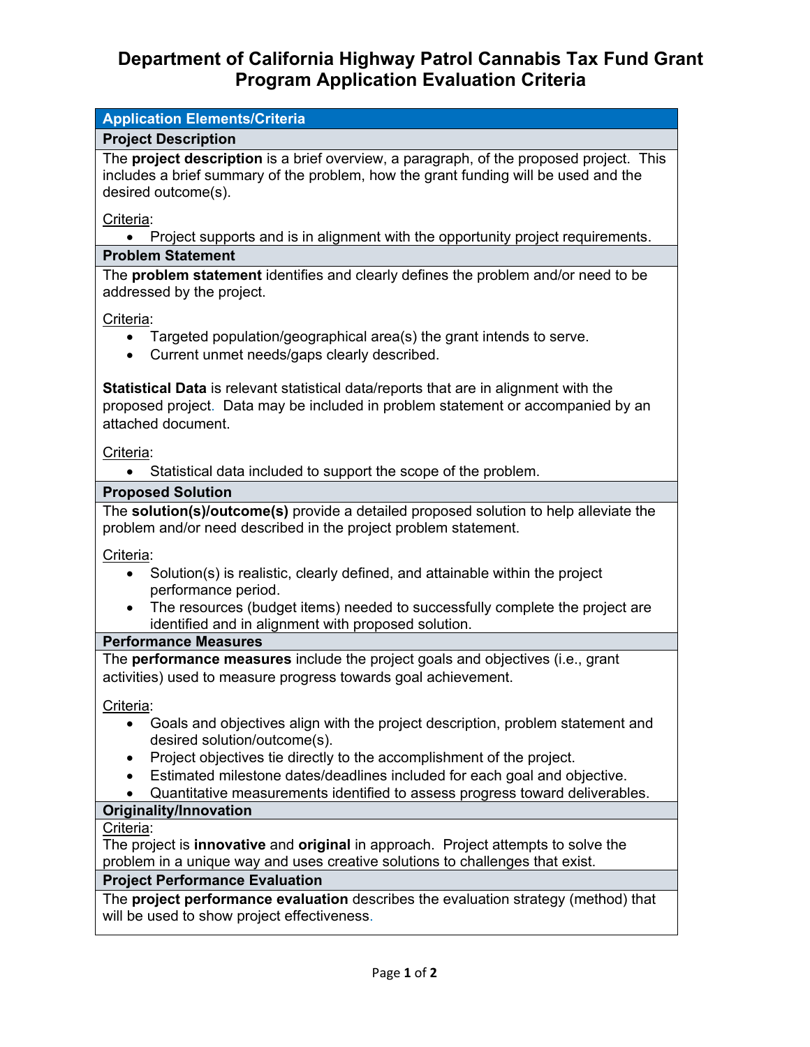# Department of California Highway Patrol Cannabis Tax Fund Grant Program Application Evaluation Criteria

## Application Elements/Criteria

### Project Description

The **project description** is a brief overview, a paragraph, of the proposed project. This includes a brief summary of the problem, how the grant funding will be used and the desired outcome(s).

Criteria:

- Project supports and is in alignment with the opportunity project requirements.

### Problem Statement

The **problem statement** identifies and clearly defines the problem and/or need to be addressed by the project.

Criteria:

- Targeted population/geographical area(s) the grant intends to serve.
- Current unmet needs/gaps clearly described.

**Statistical Data** is relevant statistical data/reports that are in alignment with the proposed project. Data may be included in problem statement or accompanied by an attached document.

Criteria:

- Statistical data included to support the scope of the problem.

### Proposed Solution

The **solution(s)/outcome(s)** provide a detailed proposed solution to help alleviate the problem and/or need described in the project problem statement.

Criteria:

- Solution(s) is realistic, clearly defined, and attainable within the project performance period.
- The resources (budget items) needed to successfully complete the project are identified and in alignment with proposed solution.

### Performance Measures

The **performance measures** include the project goals and objectives (i.e., grant activities) used to measure progress towards goal achievement.

Criteria:

- Goals and objectives align with the project description, problem statement and desired solution/outcome(s).
- Project objectives tie directly to the accomplishment of the project.
- Estimated milestone dates/deadlines included for each goal and objective.
- Quantitative measurements identified to assess progress toward deliverables.

### Originality/Innovation

Criteria:

The project is **innovative** and **original** in approach. Project attempts to solve the problem in a unique way and uses creative solutions to challenges that exist.

### Project Performance Evaluation

The **project performance evaluation** describes the evaluation strategy (method) that will be used to show project effectiveness.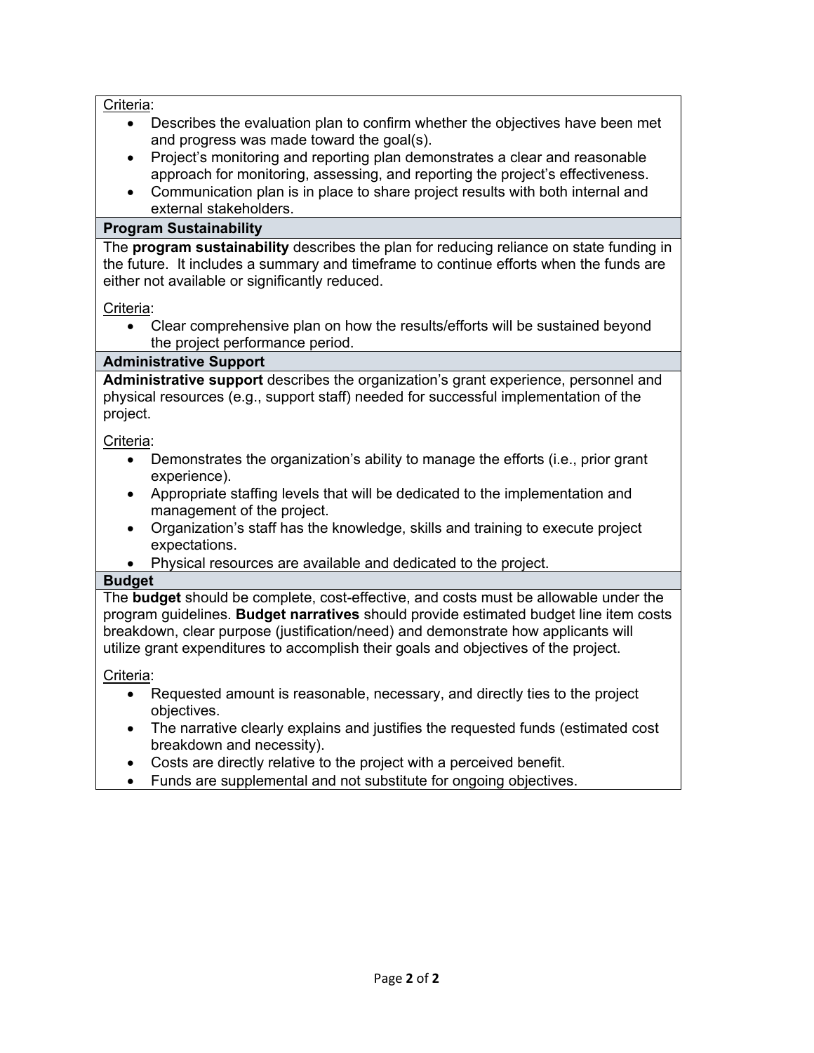Criteria:

- Describes the evaluation plan to confirm whether the objectives have been met and progress was made toward the goal(s).
- Project's monitoring and reporting plan demonstrates a clear and reasonable approach for monitoring, assessing, and reporting the project's effectiveness.
- Communication plan is in place to share project results with both internal and external stakeholders.

### Program Sustainability

The **program sustainability** describes the plan for reducing reliance on state funding in the future. It includes a summary and timeframe to continue efforts when the funds are either not available or significantly reduced.

Criteria:

- Clear comprehensive plan on how the results/efforts will be sustained beyond the project performance period.

### Administrative Support

**Administrative support** describes the organization's grant experience, personnel and physical resources (e.g., support staff) needed for successful implementation of the project.

Criteria:

- Demonstrates the organization's ability to manage the efforts (i.e., prior grant experience).
- Appropriate staffing levels that will be dedicated to the implementation and management of the project.
- Organization's staff has the knowledge, skills and training to execute project expectations.
- Physical resources are available and dedicated to the project.

### Budget

The **budget** should be complete, cost-effective, and costs must be allowable under the program guidelines. **Budget narratives** should provide estimated budget line item costs breakdown, clear purpose (justification/need) and demonstrate how applicants will utilize grant expenditures to accomplish their goals and objectives of the project.

Criteria:

- Requested amount is reasonable, necessary, and directly ties to the project objectives.
- The narrative clearly explains and justifies the requested funds (estimated cost breakdown and necessity).
- Costs are directly relative to the project with a perceived benefit.
- Funds are supplemental and not substitute for ongoing objectives.